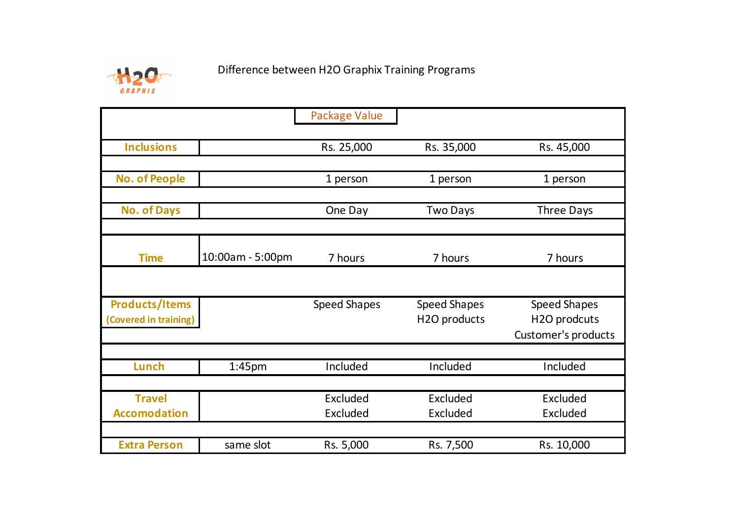H2O GRAPHIX

# Difference between H2O Graphix Training Programs

| | | Package Value | | |
|---|---|---|---|---|
| **Inclusions** | | Rs. 25,000 | Rs. 35,000 | Rs. 45,000 |
| **No. of People** | | 1 person | 1 person | 1 person |
| **No. of Days** | | One Day | Two Days | Three Days |
| **Time** | 10:00am - 5:00pm | 7 hours | 7 hours | 7 hours |
| **Products/Items (Covered in training)** | | Speed Shapes | Speed Shapes<br>H2O products | Speed Shapes<br>H2O prodcuts<br>Customer's products |
| **Lunch** | 1:45pm | Included | Included | Included |
| **Travel**<br>**Accomodation** | | Excluded<br>Excluded | Excluded<br>Excluded | Excluded<br>Excluded |
| **Extra Person** | same slot | Rs. 5,000 | Rs. 7,500 | Rs. 10,000 |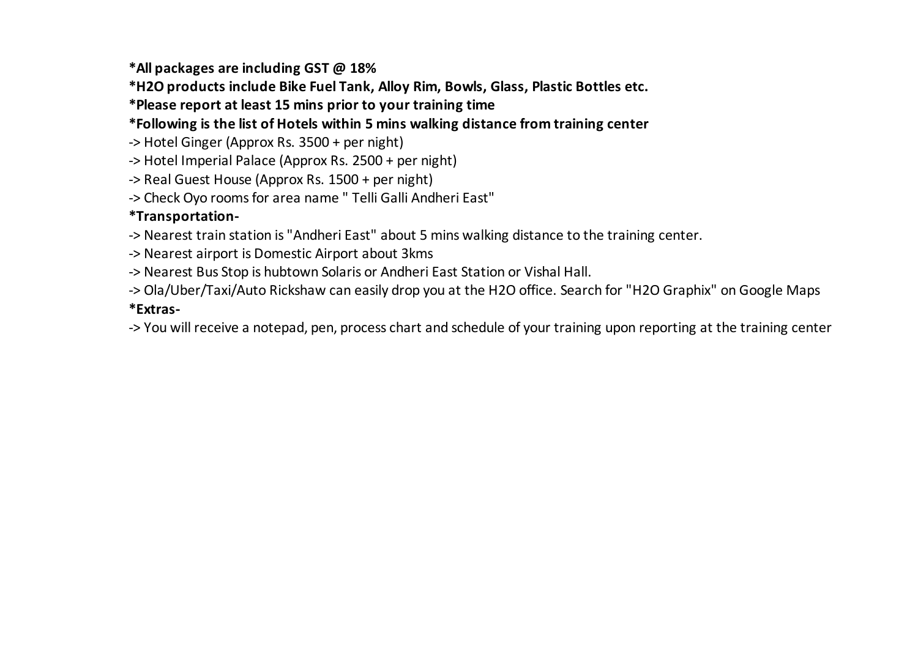**\*All packages are including GST @ 18%**

**\*H2O products include Bike Fuel Tank, Alloy Rim, Bowls, Glass, Plastic Bottles etc.**

**\*Please report at least 15 mins prior to your training time**

**\*Following is the list of Hotels within 5 mins walking distance from training center**

-> Hotel Ginger (Approx Rs. 3500 + per night)

-> Hotel Imperial Palace (Approx Rs. 2500 + per night)

-> Real Guest House (Approx Rs. 1500 + per night)

-> Check Oyo rooms for area name " Telli Galli Andheri East"

**\*Transportation-**

-> Nearest train station is "Andheri East" about 5 mins walking distance to the training center.

-> Nearest airport is Domestic Airport about 3kms

-> Nearest Bus Stop is hubtown Solaris or Andheri East Station or Vishal Hall.

-> Ola/Uber/Taxi/Auto Rickshaw can easily drop you at the H2O office. Search for "H2O Graphix" on Google Maps

**\*Extras-**

-> You will receive a notepad, pen, process chart and schedule of your training upon reporting at the training center